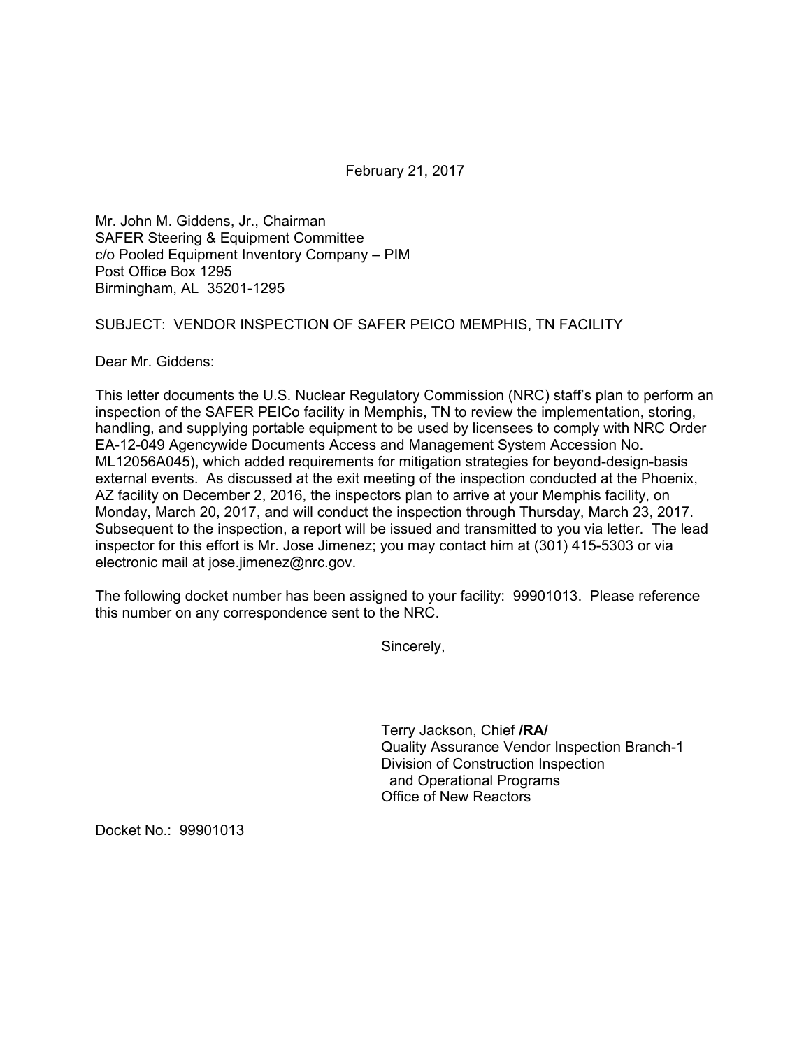February 21, 2017

Mr. John M. Giddens, Jr., Chairman
SAFER Steering & Equipment Committee
c/o Pooled Equipment Inventory Company – PIM
Post Office Box 1295
Birmingham, AL 35201-1295

SUBJECT: VENDOR INSPECTION OF SAFER PEICO MEMPHIS, TN FACILITY

Dear Mr. Giddens:

This letter documents the U.S. Nuclear Regulatory Commission (NRC) staff's plan to perform an inspection of the SAFER PEICo facility in Memphis, TN to review the implementation, storing, handling, and supplying portable equipment to be used by licensees to comply with NRC Order EA-12-049 Agencywide Documents Access and Management System Accession No. ML12056A045), which added requirements for mitigation strategies for beyond-design-basis external events. As discussed at the exit meeting of the inspection conducted at the Phoenix, AZ facility on December 2, 2016, the inspectors plan to arrive at your Memphis facility, on Monday, March 20, 2017, and will conduct the inspection through Thursday, March 23, 2017. Subsequent to the inspection, a report will be issued and transmitted to you via letter. The lead inspector for this effort is Mr. Jose Jimenez; you may contact him at (301) 415-5303 or via electronic mail at jose.jimenez@nrc.gov.

The following docket number has been assigned to your facility: 99901013. Please reference this number on any correspondence sent to the NRC.

Sincerely,

Terry Jackson, Chief **/RA/**
Quality Assurance Vendor Inspection Branch-1
Division of Construction Inspection
and Operational Programs
Office of New Reactors

Docket No.: 99901013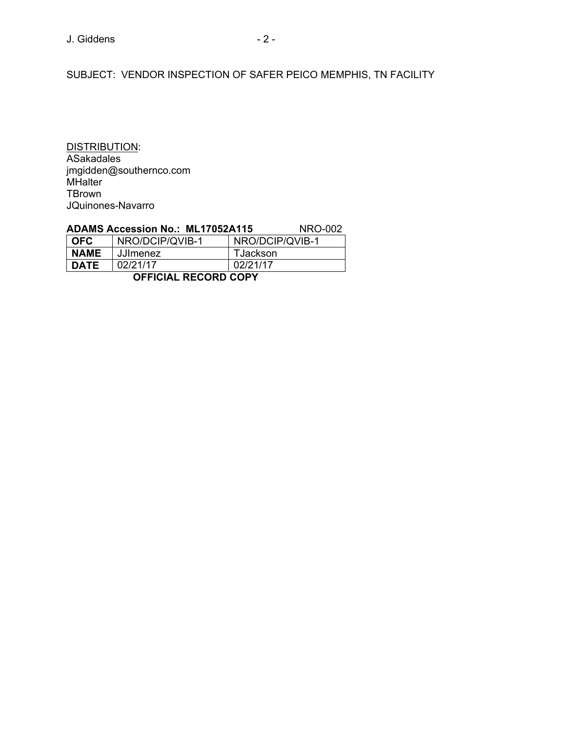SUBJECT: VENDOR INSPECTION OF SAFER PEICO MEMPHIS, TN FACILITY

DISTRIBUTION:
ASakadales
jmgidden@southernco.com
MHalter
TBrown
JQuinones-Navarro

**ADAMS Accession No.: ML17052A115** NRO-002

| | | |
|---|---|---|
| **OFC** | NRO/DCIP/QVIB-1 | NRO/DCIP/QVIB-1 |
| **NAME** | JJImenez | TJackson |
| **DATE** | 02/21/17 | 02/21/17 |

**OFFICIAL RECORD COPY**